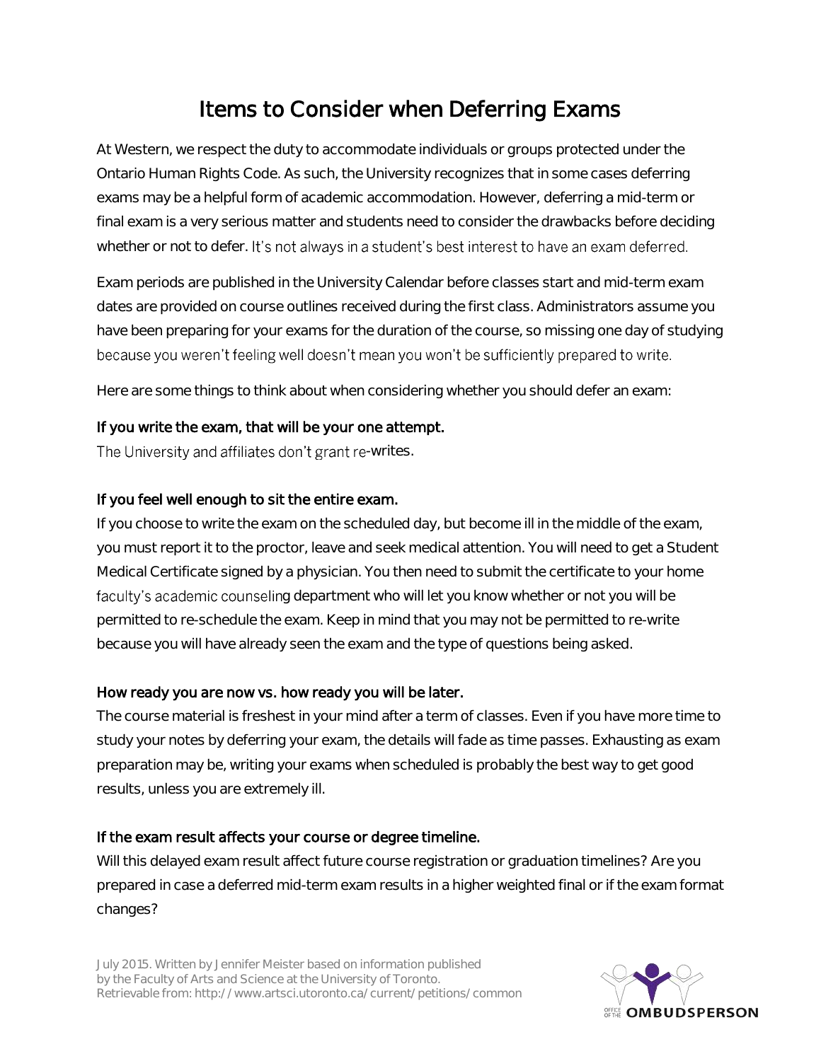# Items to Consider when Deferring Exams

At Western, we respect the duty to accommodate individuals or groups protected under the Ontario Human Rights Code. As such, the University recognizes that in some cases deferring exams may be a helpful form of academic accommodation. However, deferring a mid-term or final exam is a very serious matter and students need to consider the drawbacks before deciding whether or not to defer. It's not always in a student's best interest to have an exam deferred.

Exam periods are published in the University Calendar before classes start and mid-term exam dates are provided on course outlines received during the first class. Administrators assume you have been preparing for your exams for the duration of the course, so missing one day of studying because you weren't feeling well doesn't mean you won't be sufficiently prepared to write.

Here are some things to think about when considering whether you should defer an exam:

**If you write the exam, that will be your one attempt.**
The University and affiliates don't grant re-writes.

**If you feel well enough to sit the entire exam.**
If you choose to write the exam on the scheduled day, but become ill in the middle of the exam, you must report it to the proctor, leave and seek medical attention. You will need to get a Student Medical Certificate signed by a physician. You then need to submit the certificate to your home faculty's academic counseling department who will let you know whether or not you will be permitted to re-schedule the exam. Keep in mind that you may not be permitted to re-write because you will have already seen the exam and the type of questions being asked.

**How ready you are now vs. how ready you will be later.**
The course material is freshest in your mind after a term of classes. Even if you have more time to study your notes by deferring your exam, the details will fade as time passes. Exhausting as exam preparation may be, writing your exams when scheduled is probably the best way to get good results, unless you are extremely ill.

**If the exam result affects your course or degree timeline.**
Will this delayed exam result affect future course registration or graduation timelines? Are you prepared in case a deferred mid-term exam results in a higher weighted final or if the exam format changes?

July 2015. Written by Jennifer Meister based on information published by the Faculty of Arts and Science at the University of Toronto. Retrievable from: http://www.artsci.utoronto.ca/current/petitions/common

OFFICE OF THE OMBUDSPERSON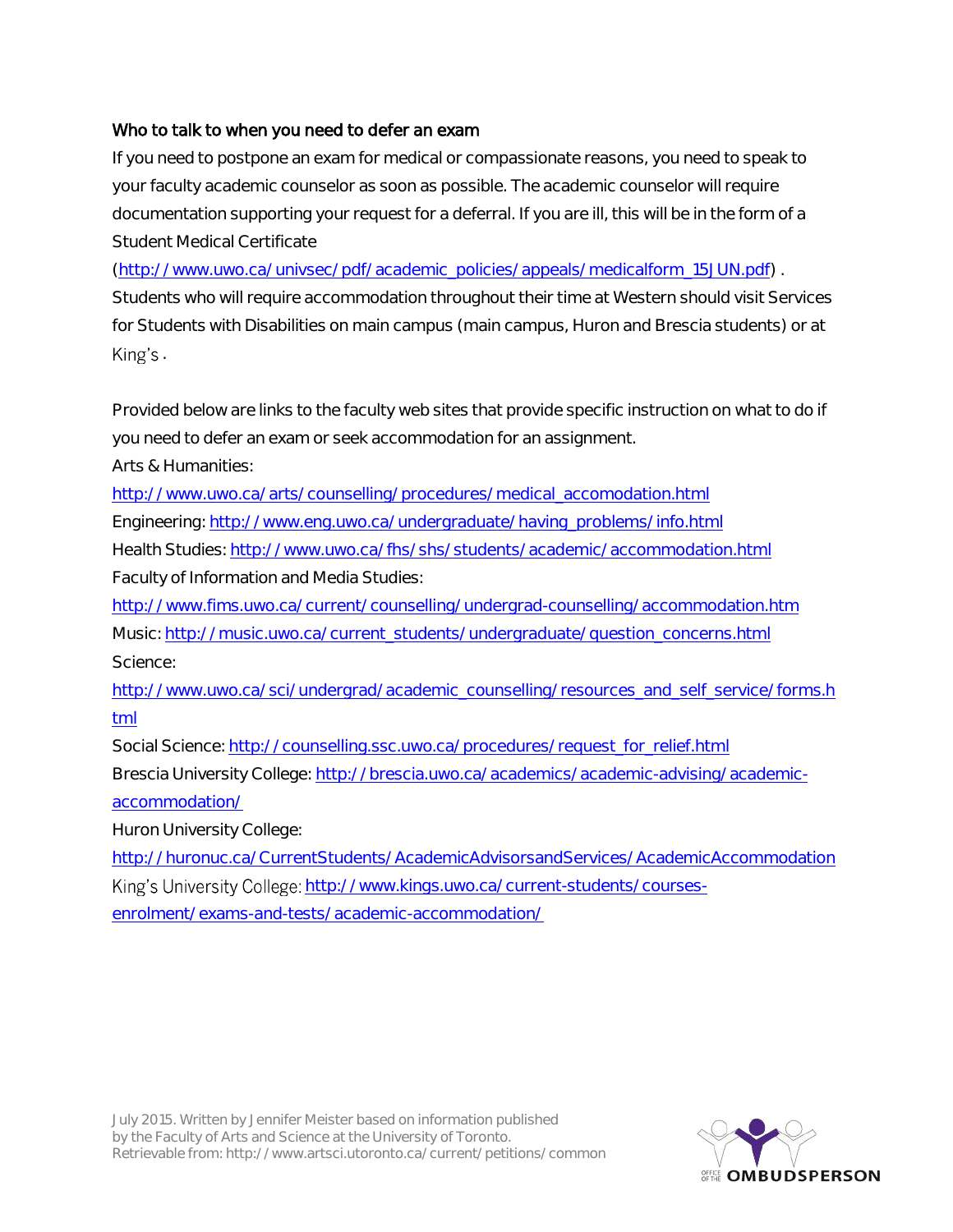### Who to talk to when you need to defer an exam

If you need to postpone an exam for medical or compassionate reasons, you need to speak to your faculty academic counselor as soon as possible. The academic counselor will require documentation supporting your request for a deferral. If you are ill, this will be in the form of a Student Medical Certificate (http://www.uwo.ca/univsec/pdf/academic_policies/appeals/medicalform_15JUN.pdf). Students who will require accommodation throughout their time at Western should visit Services for Students with Disabilities on main campus (main campus, Huron and Brescia students) or at King's.

Provided below are links to the faculty web sites that provide specific instruction on what to do if you need to defer an exam or seek accommodation for an assignment.

Arts & Humanities: http://www.uwo.ca/arts/counselling/procedures/medical_accomodation.html

Engineering: http://www.eng.uwo.ca/undergraduate/having_problems/info.html

Health Studies: http://www.uwo.ca/fhs/shs/students/academic/accommodation.html

Faculty of Information and Media Studies: http://www.fims.uwo.ca/current/counselling/undergrad-counselling/accommodation.htm

Music: http://music.uwo.ca/current_students/undergraduate/question_concerns.html

Science: http://www.uwo.ca/sci/undergrad/academic_counselling/resources_and_self_service/forms.html

Social Science: http://counselling.ssc.uwo.ca/procedures/request_for_relief.html

Brescia University College: http://brescia.uwo.ca/academics/academic-advising/academic-accommodation/

Huron University College: http://huronuc.ca/CurrentStudents/AcademicAdvisorsandServices/AcademicAccommodation

King's University College: http://www.kings.uwo.ca/current-students/courses-enrolment/exams-and-tests/academic-accommodation/

July 2015. Written by Jennifer Meister based on information published by the Faculty of Arts and Science at the University of Toronto. Retrievable from: http://www.artsci.utoronto.ca/current/petitions/common

OFFICE OF THE OMBUDSPERSON